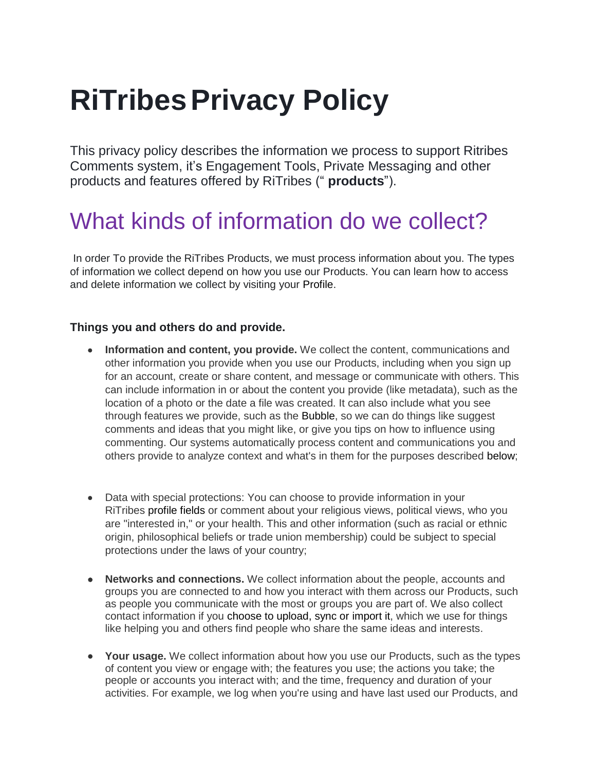# RiTribes Privacy Policy

This privacy policy describes the information we process to support Ritribes Comments system, it's Engagement Tools, Private Messaging and other products and features offered by RiTribes (" **products**").

## What kinds of information do we collect?

In order To provide the RiTribes Products, we must process information about you. The types of information we collect depend on how you use our Products. You can learn how to access and delete information we collect by visiting your Profile.

### Things you and others do and provide.

- **Information and content, you provide.** We collect the content, communications and other information you provide when you use our Products, including when you sign up for an account, create or share content, and message or communicate with others. This can include information in or about the content you provide (like metadata), such as the location of a photo or the date a file was created. It can also include what you see through features we provide, such as the Bubble, so we can do things like suggest comments and ideas that you might like, or give you tips on how to influence using commenting. Our systems automatically process content and communications you and others provide to analyze context and what's in them for the purposes described below;

- Data with special protections: You can choose to provide information in your RiTribes profile fields or comment about your religious views, political views, who you are "interested in," or your health. This and other information (such as racial or ethnic origin, philosophical beliefs or trade union membership) could be subject to special protections under the laws of your country;

- **Networks and connections.** We collect information about the people, accounts and groups you are connected to and how you interact with them across our Products, such as people you communicate with the most or groups you are part of. We also collect contact information if you choose to upload, sync or import it, which we use for things like helping you and others find people who share the same ideas and interests.

- **Your usage.** We collect information about how you use our Products, such as the types of content you view or engage with; the features you use; the actions you take; the people or accounts you interact with; and the time, frequency and duration of your activities. For example, we log when you're using and have last used our Products, and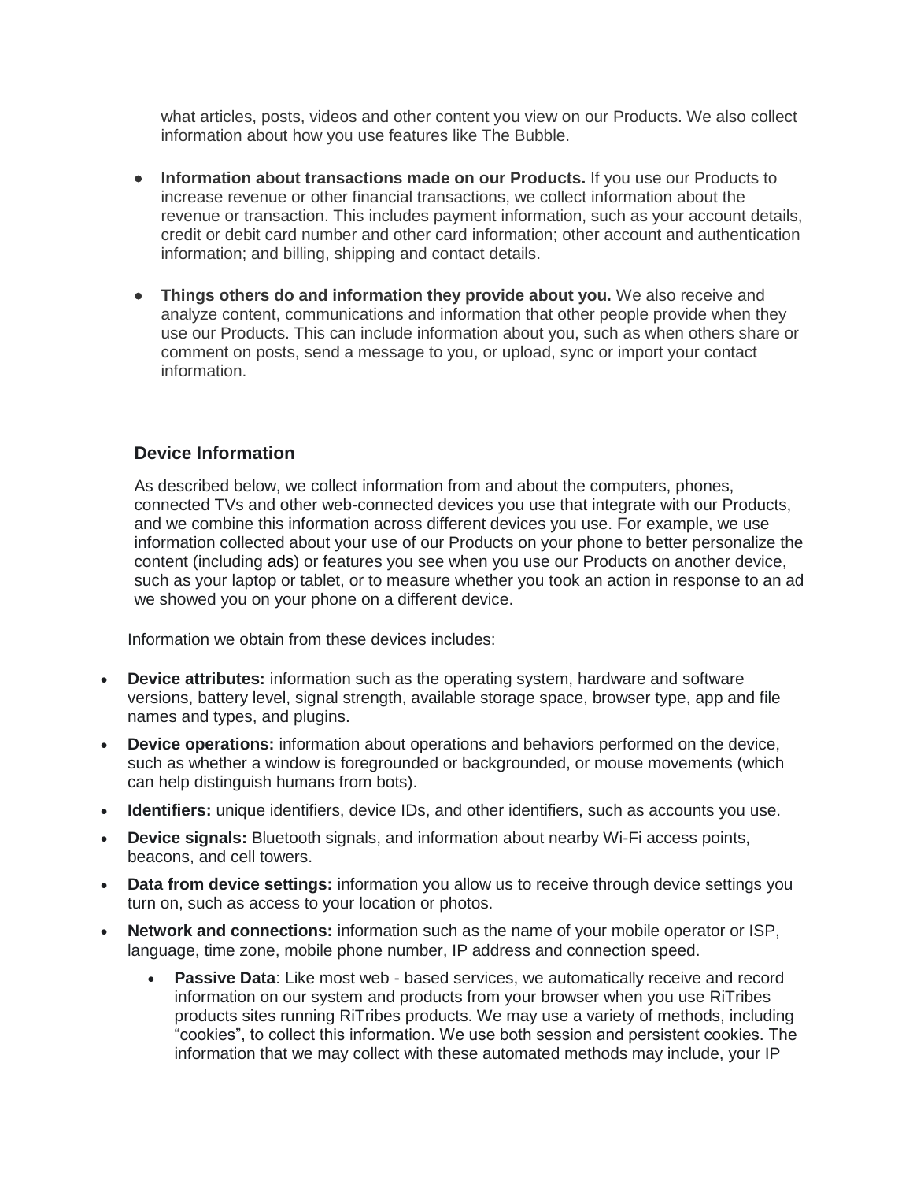what articles, posts, videos and other content you view on our Products. We also collect information about how you use features like The Bubble.

- **Information about transactions made on our Products.** If you use our Products to increase revenue or other financial transactions, we collect information about the revenue or transaction. This includes payment information, such as your account details, credit or debit card number and other card information; other account and authentication information; and billing, shipping and contact details.
- **Things others do and information they provide about you.** We also receive and analyze content, communications and information that other people provide when they use our Products. This can include information about you, such as when others share or comment on posts, send a message to you, or upload, sync or import your contact information.

### Device Information

As described below, we collect information from and about the computers, phones, connected TVs and other web-connected devices you use that integrate with our Products, and we combine this information across different devices you use. For example, we use information collected about your use of our Products on your phone to better personalize the content (including ads) or features you see when you use our Products on another device, such as your laptop or tablet, or to measure whether you took an action in response to an ad we showed you on your phone on a different device.

Information we obtain from these devices includes:

- **Device attributes:** information such as the operating system, hardware and software versions, battery level, signal strength, available storage space, browser type, app and file names and types, and plugins.
- **Device operations:** information about operations and behaviors performed on the device, such as whether a window is foregrounded or backgrounded, or mouse movements (which can help distinguish humans from bots).
- **Identifiers:** unique identifiers, device IDs, and other identifiers, such as accounts you use.
- **Device signals:** Bluetooth signals, and information about nearby Wi-Fi access points, beacons, and cell towers.
- **Data from device settings:** information you allow us to receive through device settings you turn on, such as access to your location or photos.
- **Network and connections:** information such as the name of your mobile operator or ISP, language, time zone, mobile phone number, IP address and connection speed.
  - **Passive Data**: Like most web - based services, we automatically receive and record information on our system and products from your browser when you use RiTribes products sites running RiTribes products. We may use a variety of methods, including "cookies", to collect this information. We use both session and persistent cookies. The information that we may collect with these automated methods may include, your IP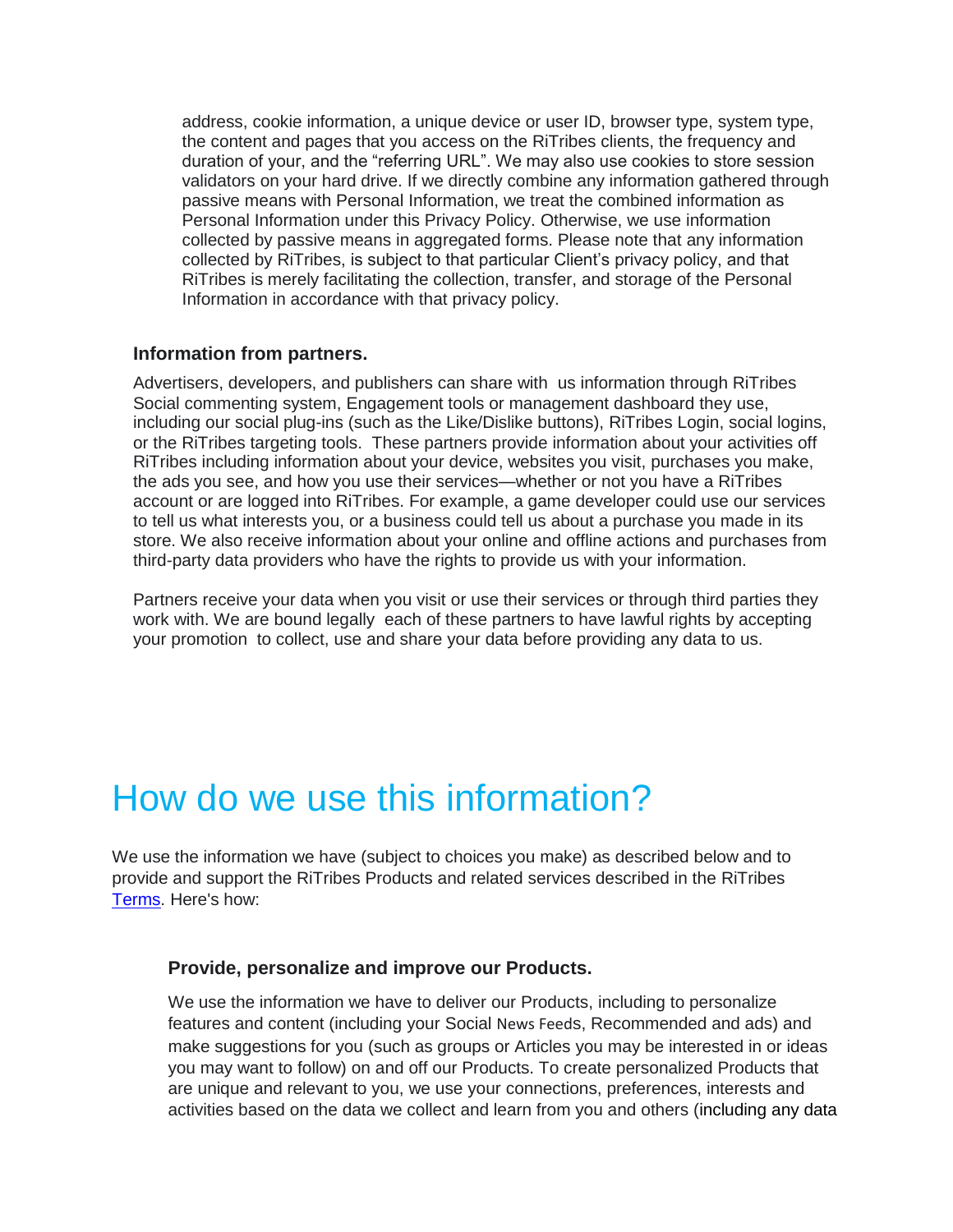address, cookie information, a unique device or user ID, browser type, system type, the content and pages that you access on the RiTribes clients, the frequency and duration of your, and the "referring URL". We may also use cookies to store session validators on your hard drive. If we directly combine any information gathered through passive means with Personal Information, we treat the combined information as Personal Information under this Privacy Policy. Otherwise, we use information collected by passive means in aggregated forms. Please note that any information collected by RiTribes, is subject to that particular Client's privacy policy, and that RiTribes is merely facilitating the collection, transfer, and storage of the Personal Information in accordance with that privacy policy.

**Information from partners.**

Advertisers, developers, and publishers can share with us information through RiTribes Social commenting system, Engagement tools or management dashboard they use, including our social plug-ins (such as the Like/Dislike buttons), RiTribes Login, social logins, or the RiTribes targeting tools. These partners provide information about your activities off RiTribes including information about your device, websites you visit, purchases you make, the ads you see, and how you use their services—whether or not you have a RiTribes account or are logged into RiTribes. For example, a game developer could use our services to tell us what interests you, or a business could tell us about a purchase you made in its store. We also receive information about your online and offline actions and purchases from third-party data providers who have the rights to provide us with your information.

Partners receive your data when you visit or use their services or through third parties they work with. We are bound legally each of these partners to have lawful rights by accepting your promotion to collect, use and share your data before providing any data to us.

# How do we use this information?

We use the information we have (subject to choices you make) as described below and to provide and support the RiTribes Products and related services described in the RiTribes [Terms](). Here's how:

**Provide, personalize and improve our Products.**

We use the information we have to deliver our Products, including to personalize features and content (including your Social News Feeds, Recommended and ads) and make suggestions for you (such as groups or Articles you may be interested in or ideas you may want to follow) on and off our Products. To create personalized Products that are unique and relevant to you, we use your connections, preferences, interests and activities based on the data we collect and learn from you and others (including any data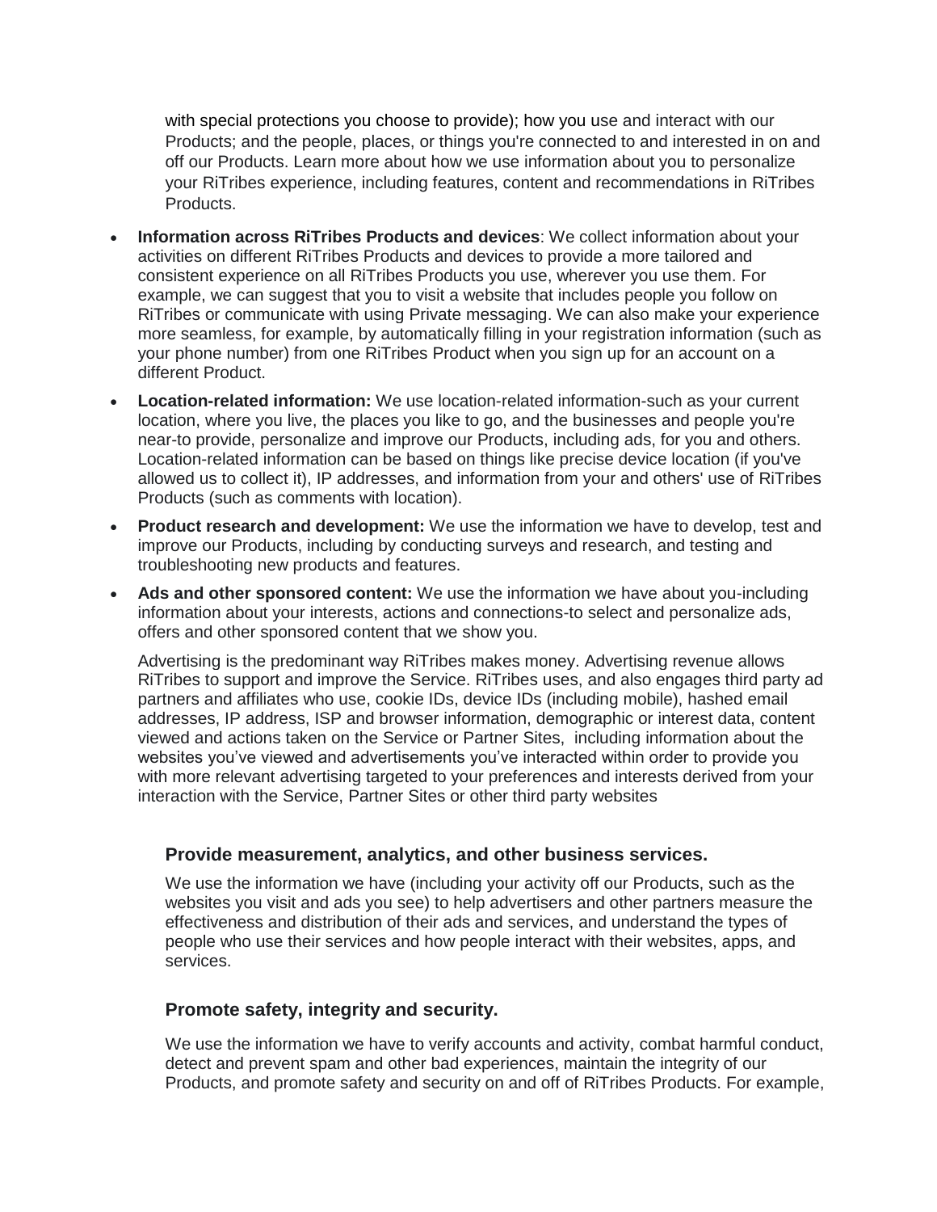with special protections you choose to provide); how you use and interact with our Products; and the people, places, or things you're connected to and interested in on and off our Products. Learn more about how we use information about you to personalize your RiTribes experience, including features, content and recommendations in RiTribes Products.

- **Information across RiTribes Products and devices**: We collect information about your activities on different RiTribes Products and devices to provide a more tailored and consistent experience on all RiTribes Products you use, wherever you use them. For example, we can suggest that you to visit a website that includes people you follow on RiTribes or communicate with using Private messaging. We can also make your experience more seamless, for example, by automatically filling in your registration information (such as your phone number) from one RiTribes Product when you sign up for an account on a different Product.
- **Location-related information:** We use location-related information-such as your current location, where you live, the places you like to go, and the businesses and people you're near-to provide, personalize and improve our Products, including ads, for you and others. Location-related information can be based on things like precise device location (if you've allowed us to collect it), IP addresses, and information from your and others' use of RiTribes Products (such as comments with location).
- **Product research and development:** We use the information we have to develop, test and improve our Products, including by conducting surveys and research, and testing and troubleshooting new products and features.
- **Ads and other sponsored content:** We use the information we have about you-including information about your interests, actions and connections-to select and personalize ads, offers and other sponsored content that we show you.

  Advertising is the predominant way RiTribes makes money. Advertising revenue allows RiTribes to support and improve the Service. RiTribes uses, and also engages third party ad partners and affiliates who use, cookie IDs, device IDs (including mobile), hashed email addresses, IP address, ISP and browser information, demographic or interest data, content viewed and actions taken on the Service or Partner Sites, including information about the websites you've viewed and advertisements you've interacted within order to provide you with more relevant advertising targeted to your preferences and interests derived from your interaction with the Service, Partner Sites or other third party websites

### Provide measurement, analytics, and other business services.

We use the information we have (including your activity off our Products, such as the websites you visit and ads you see) to help advertisers and other partners measure the effectiveness and distribution of their ads and services, and understand the types of people who use their services and how people interact with their websites, apps, and services.

### Promote safety, integrity and security.

We use the information we have to verify accounts and activity, combat harmful conduct, detect and prevent spam and other bad experiences, maintain the integrity of our Products, and promote safety and security on and off of RiTribes Products. For example,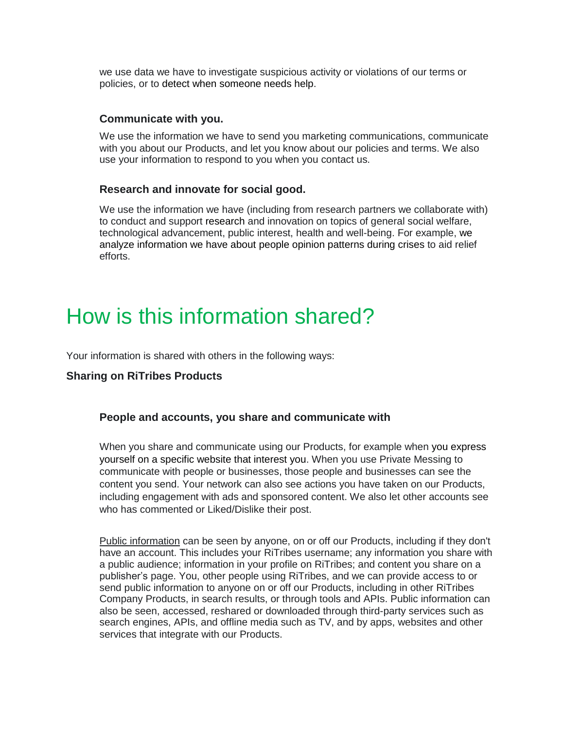we use data we have to investigate suspicious activity or violations of our terms or policies, or to detect when someone needs help.

### Communicate with you.

We use the information we have to send you marketing communications, communicate with you about our Products, and let you know about our policies and terms. We also use your information to respond to you when you contact us.

### Research and innovate for social good.

We use the information we have (including from research partners we collaborate with) to conduct and support research and innovation on topics of general social welfare, technological advancement, public interest, health and well-being. For example, we analyze information we have about people opinion patterns during crises to aid relief efforts.

# How is this information shared?

Your information is shared with others in the following ways:

**Sharing on RiTribes Products**

### People and accounts, you share and communicate with

When you share and communicate using our Products, for example when you express yourself on a specific website that interest you. When you use Private Messing to communicate with people or businesses, those people and businesses can see the content you send. Your network can also see actions you have taken on our Products, including engagement with ads and sponsored content. We also let other accounts see who has commented or Liked/Dislike their post.

Public information can be seen by anyone, on or off our Products, including if they don't have an account. This includes your RiTribes username; any information you share with a public audience; information in your profile on RiTribes; and content you share on a publisher's page. You, other people using RiTribes, and we can provide access to or send public information to anyone on or off our Products, including in other RiTribes Company Products, in search results, or through tools and APIs. Public information can also be seen, accessed, reshared or downloaded through third-party services such as search engines, APIs, and offline media such as TV, and by apps, websites and other services that integrate with our Products.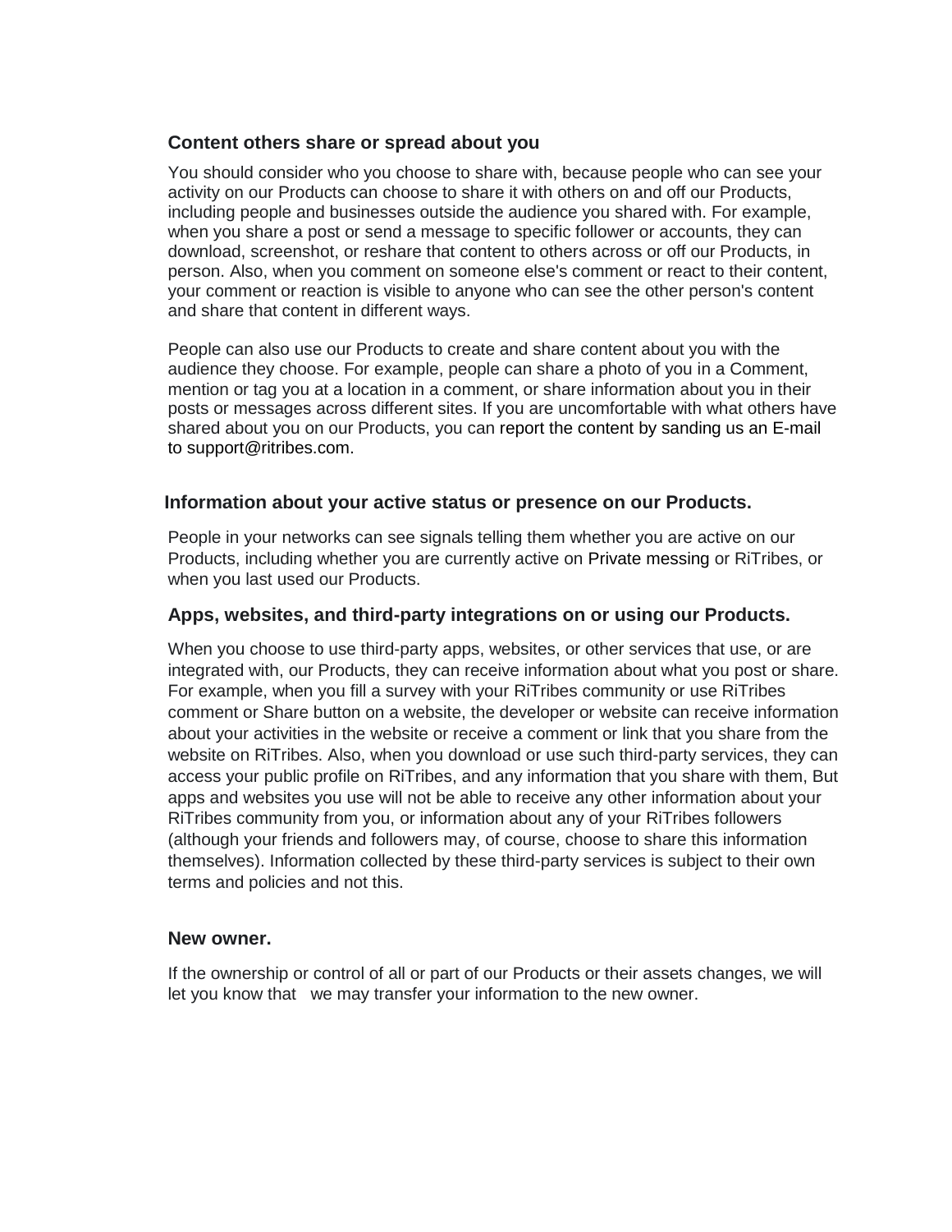### Content others share or spread about you

You should consider who you choose to share with, because people who can see your activity on our Products can choose to share it with others on and off our Products, including people and businesses outside the audience you shared with. For example, when you share a post or send a message to specific follower or accounts, they can download, screenshot, or reshare that content to others across or off our Products, in person. Also, when you comment on someone else's comment or react to their content, your comment or reaction is visible to anyone who can see the other person's content and share that content in different ways.

People can also use our Products to create and share content about you with the audience they choose. For example, people can share a photo of you in a Comment, mention or tag you at a location in a comment, or share information about you in their posts or messages across different sites. If you are uncomfortable with what others have shared about you on our Products, you can report the content by sanding us an E-mail to support@ritribes.com.

### Information about your active status or presence on our Products.

People in your networks can see signals telling them whether you are active on our Products, including whether you are currently active on Private messing or RiTribes, or when you last used our Products.

### Apps, websites, and third-party integrations on or using our Products.

When you choose to use third-party apps, websites, or other services that use, or are integrated with, our Products, they can receive information about what you post or share. For example, when you fill a survey with your RiTribes community or use RiTribes comment or Share button on a website, the developer or website can receive information about your activities in the website or receive a comment or link that you share from the website on RiTribes. Also, when you download or use such third-party services, they can access your public profile on RiTribes, and any information that you share with them, But apps and websites you use will not be able to receive any other information about your RiTribes community from you, or information about any of your RiTribes followers (although your friends and followers may, of course, choose to share this information themselves). Information collected by these third-party services is subject to their own terms and policies and not this.

### New owner.

If the ownership or control of all or part of our Products or their assets changes, we will let you know that we may transfer your information to the new owner.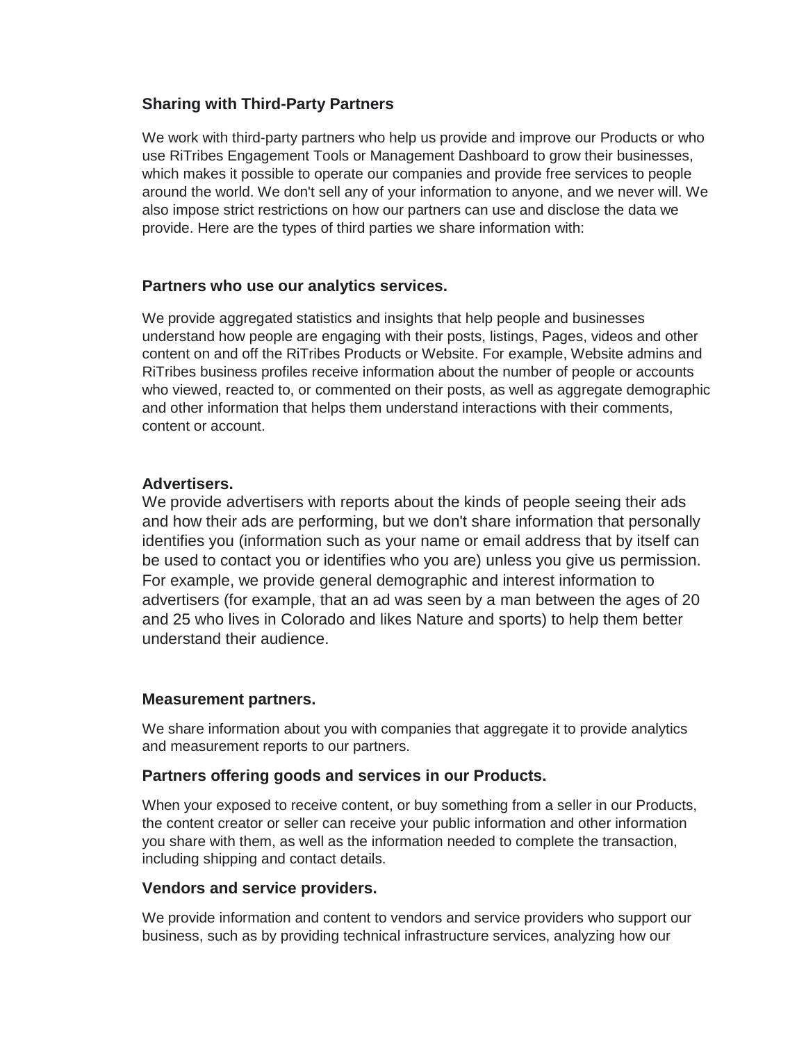### Sharing with Third-Party Partners

We work with third-party partners who help us provide and improve our Products or who use RiTribes Engagement Tools or Management Dashboard to grow their businesses, which makes it possible to operate our companies and provide free services to people around the world. We don't sell any of your information to anyone, and we never will. We also impose strict restrictions on how our partners can use and disclose the data we provide. Here are the types of third parties we share information with:

### Partners who use our analytics services.

We provide aggregated statistics and insights that help people and businesses understand how people are engaging with their posts, listings, Pages, videos and other content on and off the RiTribes Products or Website. For example, Website admins and RiTribes business profiles receive information about the number of people or accounts who viewed, reacted to, or commented on their posts, as well as aggregate demographic and other information that helps them understand interactions with their comments, content or account.

### Advertisers.

We provide advertisers with reports about the kinds of people seeing their ads and how their ads are performing, but we don't share information that personally identifies you (information such as your name or email address that by itself can be used to contact you or identifies who you are) unless you give us permission. For example, we provide general demographic and interest information to advertisers (for example, that an ad was seen by a man between the ages of 20 and 25 who lives in Colorado and likes Nature and sports) to help them better understand their audience.

### Measurement partners.

We share information about you with companies that aggregate it to provide analytics and measurement reports to our partners.

### Partners offering goods and services in our Products.

When your exposed to receive content, or buy something from a seller in our Products, the content creator or seller can receive your public information and other information you share with them, as well as the information needed to complete the transaction, including shipping and contact details.

### Vendors and service providers.

We provide information and content to vendors and service providers who support our business, such as by providing technical infrastructure services, analyzing how our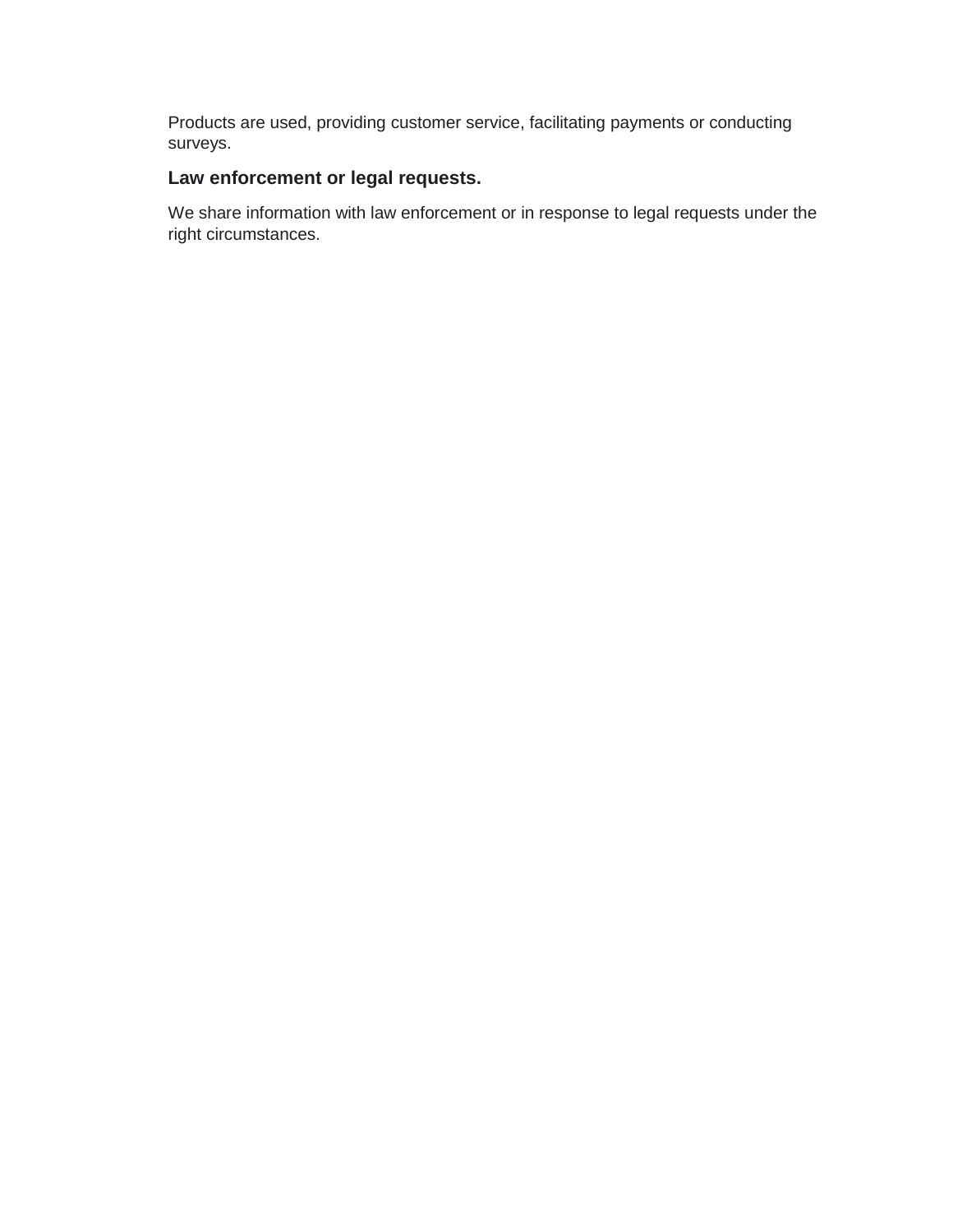Products are used, providing customer service, facilitating payments or conducting surveys.

### Law enforcement or legal requests.

We share information with law enforcement or in response to legal requests under the right circumstances.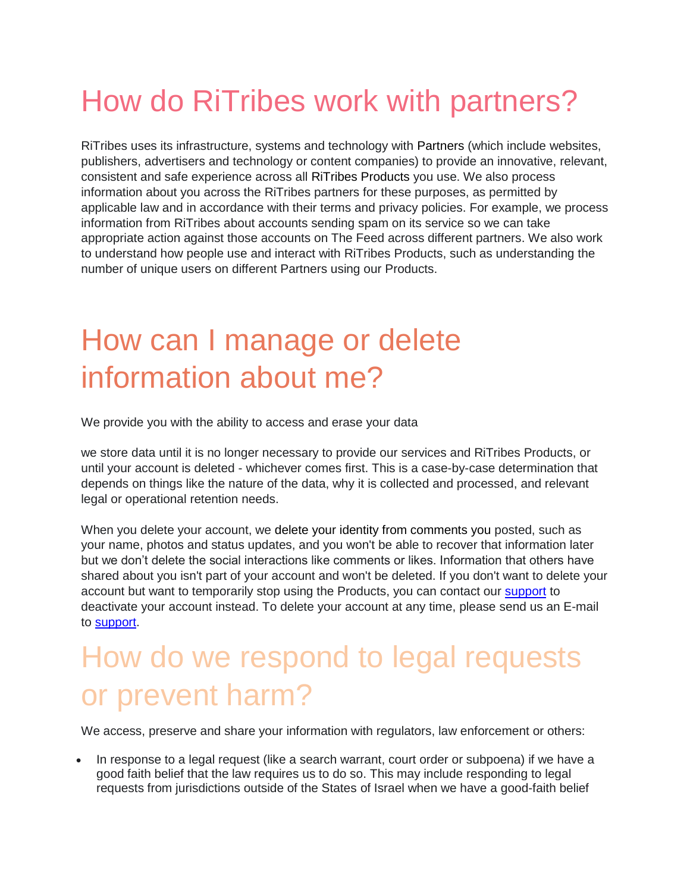# How do RiTribes work with partners?

RiTribes uses its infrastructure, systems and technology with Partners (which include websites, publishers, advertisers and technology or content companies) to provide an innovative, relevant, consistent and safe experience across all RiTribes Products you use. We also process information about you across the RiTribes partners for these purposes, as permitted by applicable law and in accordance with their terms and privacy policies. For example, we process information from RiTribes about accounts sending spam on its service so we can take appropriate action against those accounts on The Feed across different partners. We also work to understand how people use and interact with RiTribes Products, such as understanding the number of unique users on different Partners using our Products.

# How can I manage or delete information about me?

We provide you with the ability to access and erase your data

we store data until it is no longer necessary to provide our services and RiTribes Products, or until your account is deleted - whichever comes first. This is a case-by-case determination that depends on things like the nature of the data, why it is collected and processed, and relevant legal or operational retention needs.

When you delete your account, we delete your identity from comments you posted, such as your name, photos and status updates, and you won't be able to recover that information later but we don't delete the social interactions like comments or likes. Information that others have shared about you isn't part of your account and won't be deleted. If you don't want to delete your account but want to temporarily stop using the Products, you can contact our [support] to deactivate your account instead. To delete your account at any time, please send us an E-mail to [support].

# How do we respond to legal requests or prevent harm?

We access, preserve and share your information with regulators, law enforcement or others:

- In response to a legal request (like a search warrant, court order or subpoena) if we have a good faith belief that the law requires us to do so. This may include responding to legal requests from jurisdictions outside of the States of Israel when we have a good-faith belief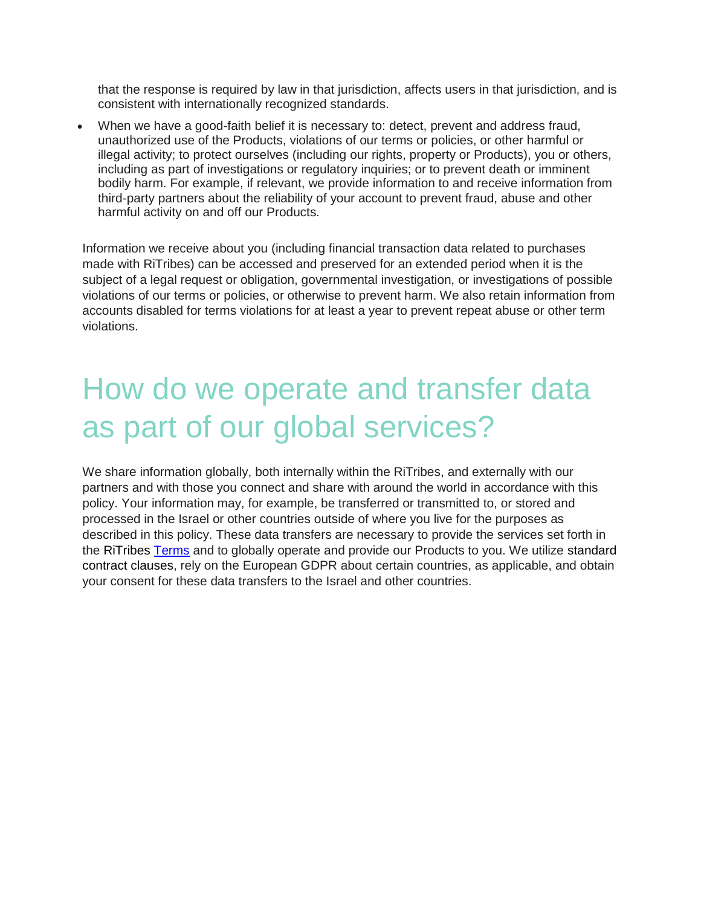that the response is required by law in that jurisdiction, affects users in that jurisdiction, and is consistent with internationally recognized standards.

- When we have a good-faith belief it is necessary to: detect, prevent and address fraud, unauthorized use of the Products, violations of our terms or policies, or other harmful or illegal activity; to protect ourselves (including our rights, property or Products), you or others, including as part of investigations or regulatory inquiries; or to prevent death or imminent bodily harm. For example, if relevant, we provide information to and receive information from third-party partners about the reliability of your account to prevent fraud, abuse and other harmful activity on and off our Products.

Information we receive about you (including financial transaction data related to purchases made with RiTribes) can be accessed and preserved for an extended period when it is the subject of a legal request or obligation, governmental investigation, or investigations of possible violations of our terms or policies, or otherwise to prevent harm. We also retain information from accounts disabled for terms violations for at least a year to prevent repeat abuse or other term violations.

# How do we operate and transfer data as part of our global services?

We share information globally, both internally within the RiTribes, and externally with our partners and with those you connect and share with around the world in accordance with this policy. Your information may, for example, be transferred or transmitted to, or stored and processed in the Israel or other countries outside of where you live for the purposes as described in this policy. These data transfers are necessary to provide the services set forth in the RiTribes [Terms] and to globally operate and provide our Products to you. We utilize standard contract clauses, rely on the European GDPR about certain countries, as applicable, and obtain your consent for these data transfers to the Israel and other countries.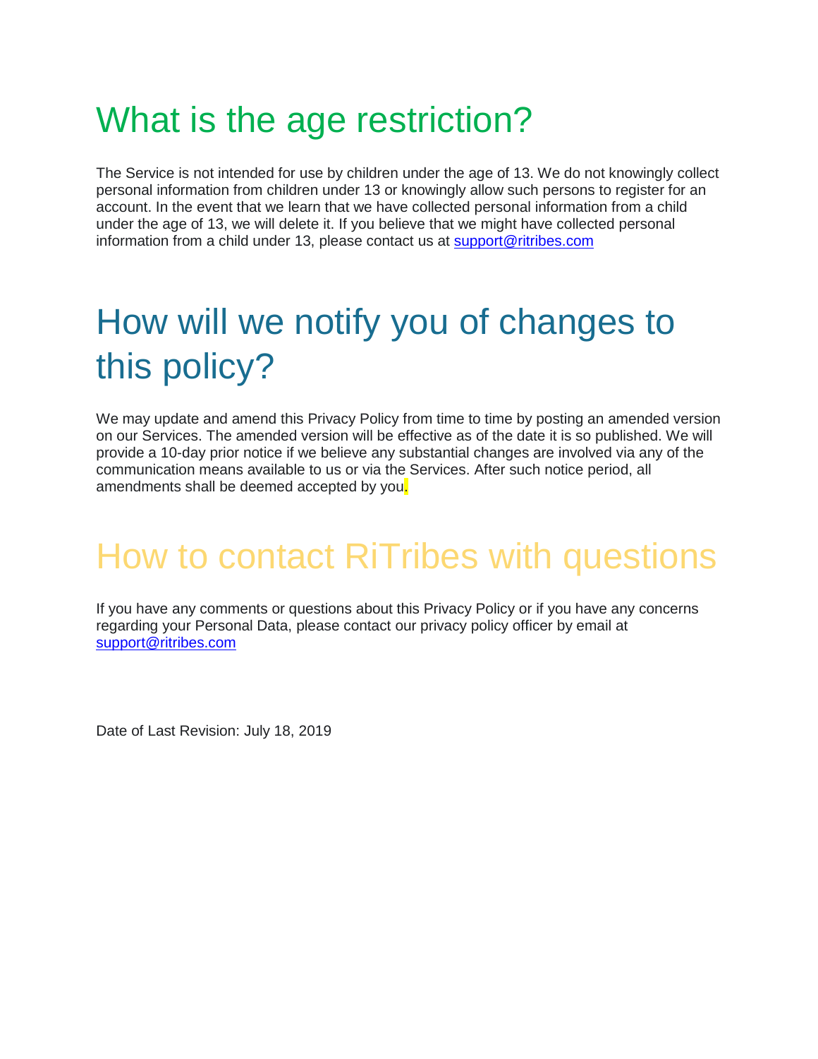# What is the age restriction?

The Service is not intended for use by children under the age of 13. We do not knowingly collect personal information from children under 13 or knowingly allow such persons to register for an account. In the event that we learn that we have collected personal information from a child under the age of 13, we will delete it. If you believe that we might have collected personal information from a child under 13, please contact us at support@ritribes.com

# How will we notify you of changes to this policy?

We may update and amend this Privacy Policy from time to time by posting an amended version on our Services. The amended version will be effective as of the date it is so published. We will provide a 10-day prior notice if we believe any substantial changes are involved via any of the communication means available to us or via the Services. After such notice period, all amendments shall be deemed accepted by you.

# How to contact RiTribes with questions

If you have any comments or questions about this Privacy Policy or if you have any concerns regarding your Personal Data, please contact our privacy policy officer by email at support@ritribes.com

Date of Last Revision: July 18, 2019